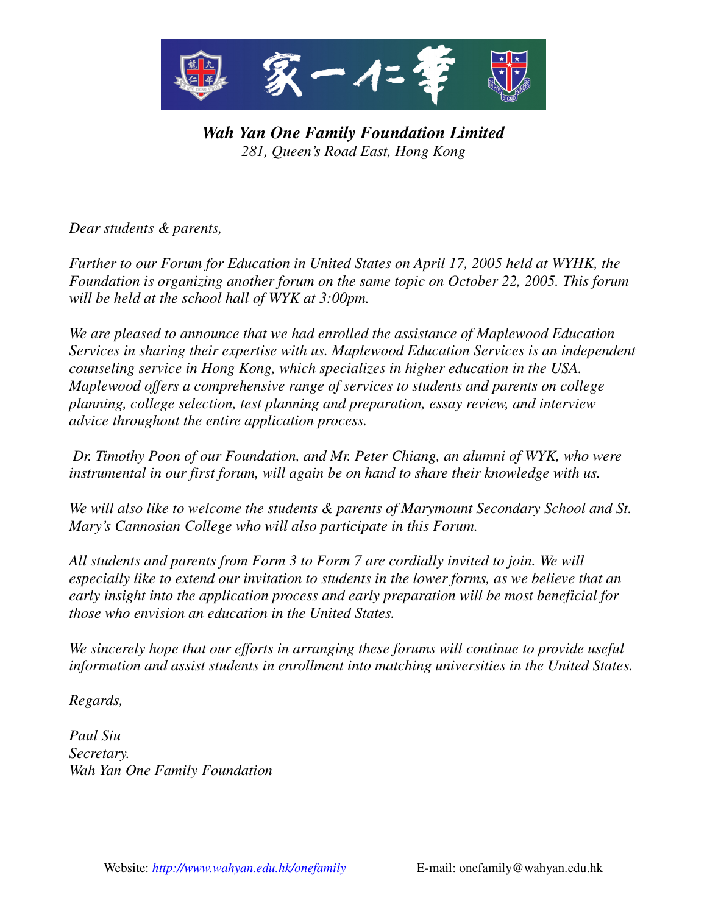***Wah Yan One Family Foundation Limited***
*281, Queen's Road East, Hong Kong*

*Dear students & parents,*

*Further to our Forum for Education in United States on April 17, 2005 held at WYHK, the Foundation is organizing another forum on the same topic on October 22, 2005. This forum will be held at the school hall of WYK at 3:00pm.*

*We are pleased to announce that we had enrolled the assistance of Maplewood Education Services in sharing their expertise with us. Maplewood Education Services is an independent counseling service in Hong Kong, which specializes in higher education in the USA. Maplewood offers a comprehensive range of services to students and parents on college planning, college selection, test planning and preparation, essay review, and interview advice throughout the entire application process.*

*Dr. Timothy Poon of our Foundation, and Mr. Peter Chiang, an alumni of WYK, who were instrumental in our first forum, will again be on hand to share their knowledge with us.*

*We will also like to welcome the students & parents of Marymount Secondary School and St. Mary's Cannosian College who will also participate in this Forum.*

*All students and parents from Form 3 to Form 7 are cordially invited to join. We will especially like to extend our invitation to students in the lower forms, as we believe that an early insight into the application process and early preparation will be most beneficial for those who envision an education in the United States.*

*We sincerely hope that our efforts in arranging these forums will continue to provide useful information and assist students in enrollment into matching universities in the United States.*

*Regards,*

*Paul Siu*
*Secretary.*
*Wah Yan One Family Foundation*

Website: *http://www.wahyan.edu.hk/onefamily* E-mail: onefamily@wahyan.edu.hk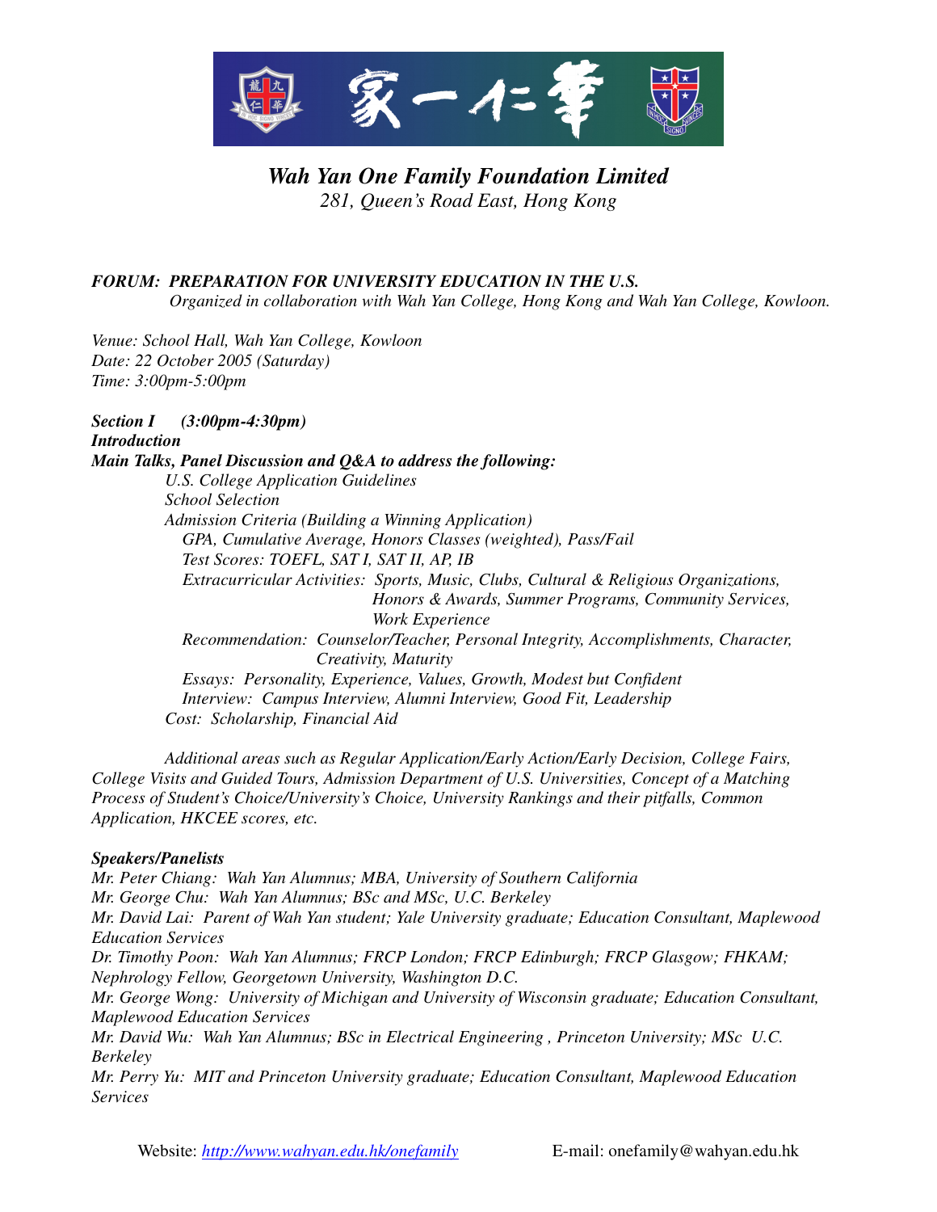# *Wah Yan One Family Foundation Limited*

*281, Queen's Road East, Hong Kong*

## *FORUM: PREPARATION FOR UNIVERSITY EDUCATION IN THE U.S.*

*Organized in collaboration with Wah Yan College, Hong Kong and Wah Yan College, Kowloon.*

*Venue: School Hall, Wah Yan College, Kowloon*
*Date: 22 October 2005 (Saturday)*
*Time: 3:00pm-5:00pm*

***Section I (3:00pm-4:30pm)***
***Introduction***
***Main Talks, Panel Discussion and Q&A to address the following:***

*U.S. College Application Guidelines*
*School Selection*
*Admission Criteria (Building a Winning Application)*
- *GPA, Cumulative Average, Honors Classes (weighted), Pass/Fail*
- *Test Scores: TOEFL, SAT I, SAT II, AP, IB*
- *Extracurricular Activities: Sports, Music, Clubs, Cultural & Religious Organizations, Honors & Awards, Summer Programs, Community Services, Work Experience*
- *Recommendation: Counselor/Teacher, Personal Integrity, Accomplishments, Character, Creativity, Maturity*
- *Essays: Personality, Experience, Values, Growth, Modest but Confident*
- *Interview: Campus Interview, Alumni Interview, Good Fit, Leadership*

*Cost: Scholarship, Financial Aid*

*Additional areas such as Regular Application/Early Action/Early Decision, College Fairs, College Visits and Guided Tours, Admission Department of U.S. Universities, Concept of a Matching Process of Student's Choice/University's Choice, University Rankings and their pitfalls, Common Application, HKCEE scores, etc.*

***Speakers/Panelists***

*Mr. Peter Chiang: Wah Yan Alumnus; MBA, University of Southern California*
*Mr. George Chu: Wah Yan Alumnus; BSc and MSc, U.C. Berkeley*
*Mr. David Lai: Parent of Wah Yan student; Yale University graduate; Education Consultant, Maplewood Education Services*
*Dr. Timothy Poon: Wah Yan Alumnus; FRCP London; FRCP Edinburgh; FRCP Glasgow; FHKAM; Nephrology Fellow, Georgetown University, Washington D.C.*
*Mr. George Wong: University of Michigan and University of Wisconsin graduate; Education Consultant, Maplewood Education Services*
*Mr. David Wu: Wah Yan Alumnus; BSc in Electrical Engineering , Princeton University; MSc U.C. Berkeley*
*Mr. Perry Yu: MIT and Princeton University graduate; Education Consultant, Maplewood Education Services*

Website: [http://www.wahyan.edu.hk/onefamily](http://www.wahyan.edu.hk/onefamily) E-mail: onefamily@wahyan.edu.hk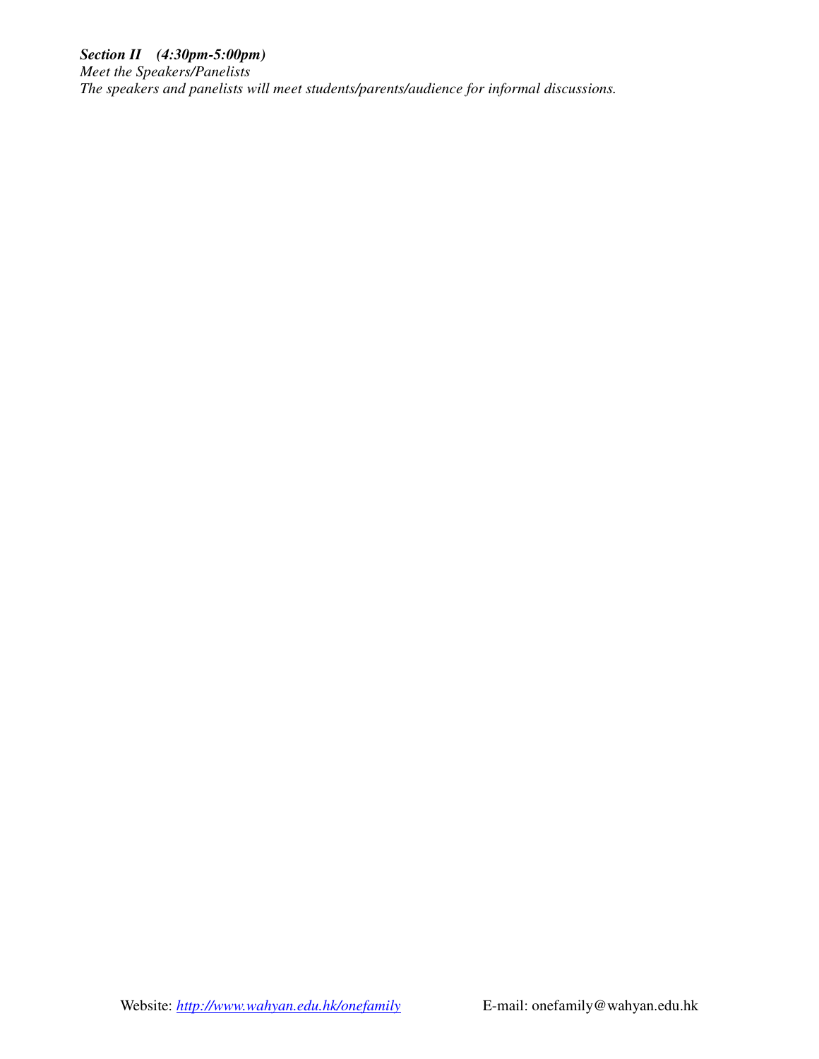***Section II (4:30pm-5:00pm)***

*Meet the Speakers/Panelists*

*The speakers and panelists will meet students/parents/audience for informal discussions.*

Website: *http://www.wahyan.edu.hk/onefamily* E-mail: onefamily@wahyan.edu.hk